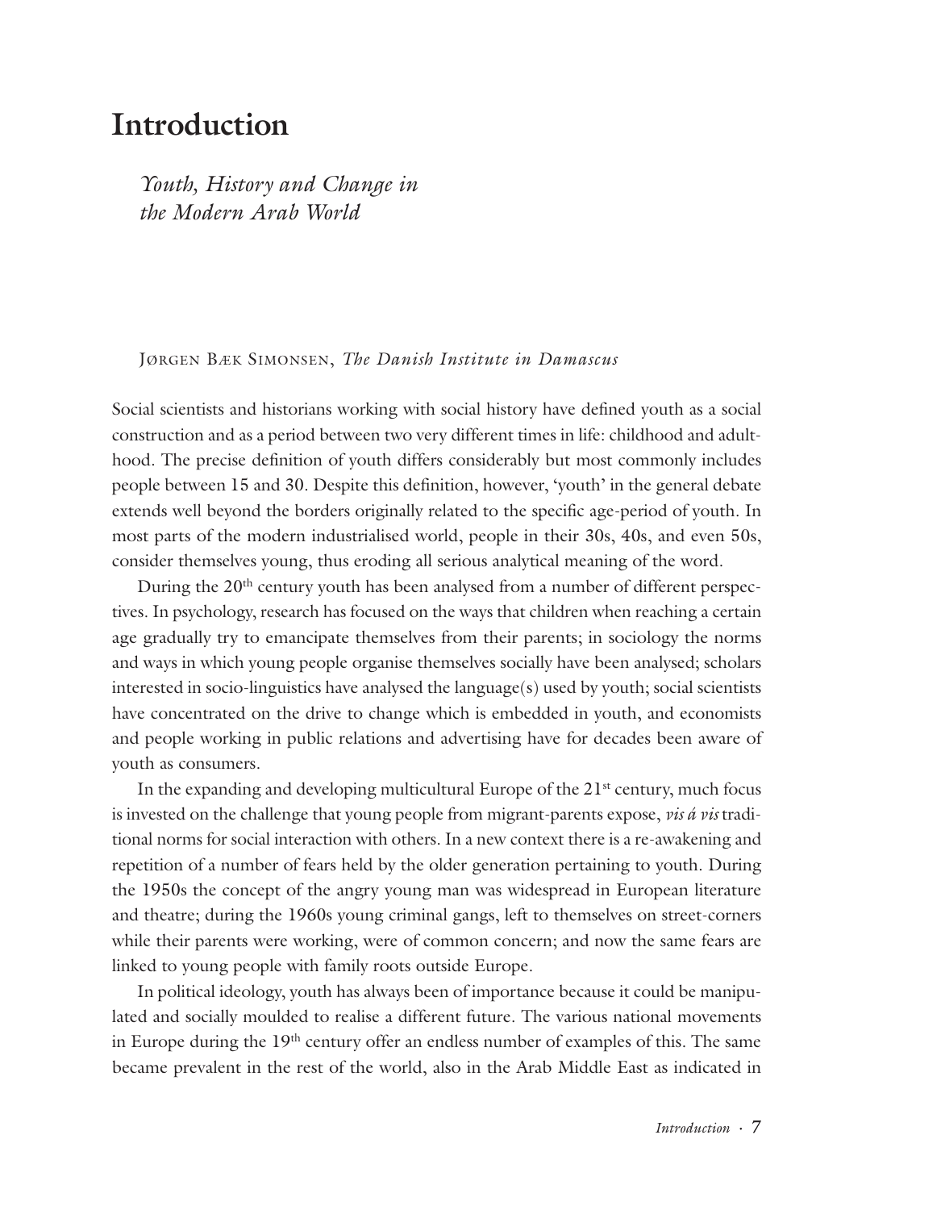# Introduction

## *Youth, History and Change in the Modern Arab World*

Jørgen Bæk Simonsen, *The Danish Institute in Damascus*

Social scientists and historians working with social history have defined youth as a social construction and as a period between two very different times in life: childhood and adulthood. The precise definition of youth differs considerably but most commonly includes people between 15 and 30. Despite this definition, however, 'youth' in the general debate extends well beyond the borders originally related to the specific age-period of youth. In most parts of the modern industrialised world, people in their 30s, 40s, and even 50s, consider themselves young, thus eroding all serious analytical meaning of the word.

During the 20th century youth has been analysed from a number of different perspectives. In psychology, research has focused on the ways that children when reaching a certain age gradually try to emancipate themselves from their parents; in sociology the norms and ways in which young people organise themselves socially have been analysed; scholars interested in socio-linguistics have analysed the language(s) used by youth; social scientists have concentrated on the drive to change which is embedded in youth, and economists and people working in public relations and advertising have for decades been aware of youth as consumers.

In the expanding and developing multicultural Europe of the 21st century, much focus is invested on the challenge that young people from migrant-parents expose, *vis á vis* traditional norms for social interaction with others. In a new context there is a re-awakening and repetition of a number of fears held by the older generation pertaining to youth. During the 1950s the concept of the angry young man was widespread in European literature and theatre; during the 1960s young criminal gangs, left to themselves on street-corners while their parents were working, were of common concern; and now the same fears are linked to young people with family roots outside Europe.

In political ideology, youth has always been of importance because it could be manipulated and socially moulded to realise a different future. The various national movements in Europe during the 19th century offer an endless number of examples of this. The same became prevalent in the rest of the world, also in the Arab Middle East as indicated in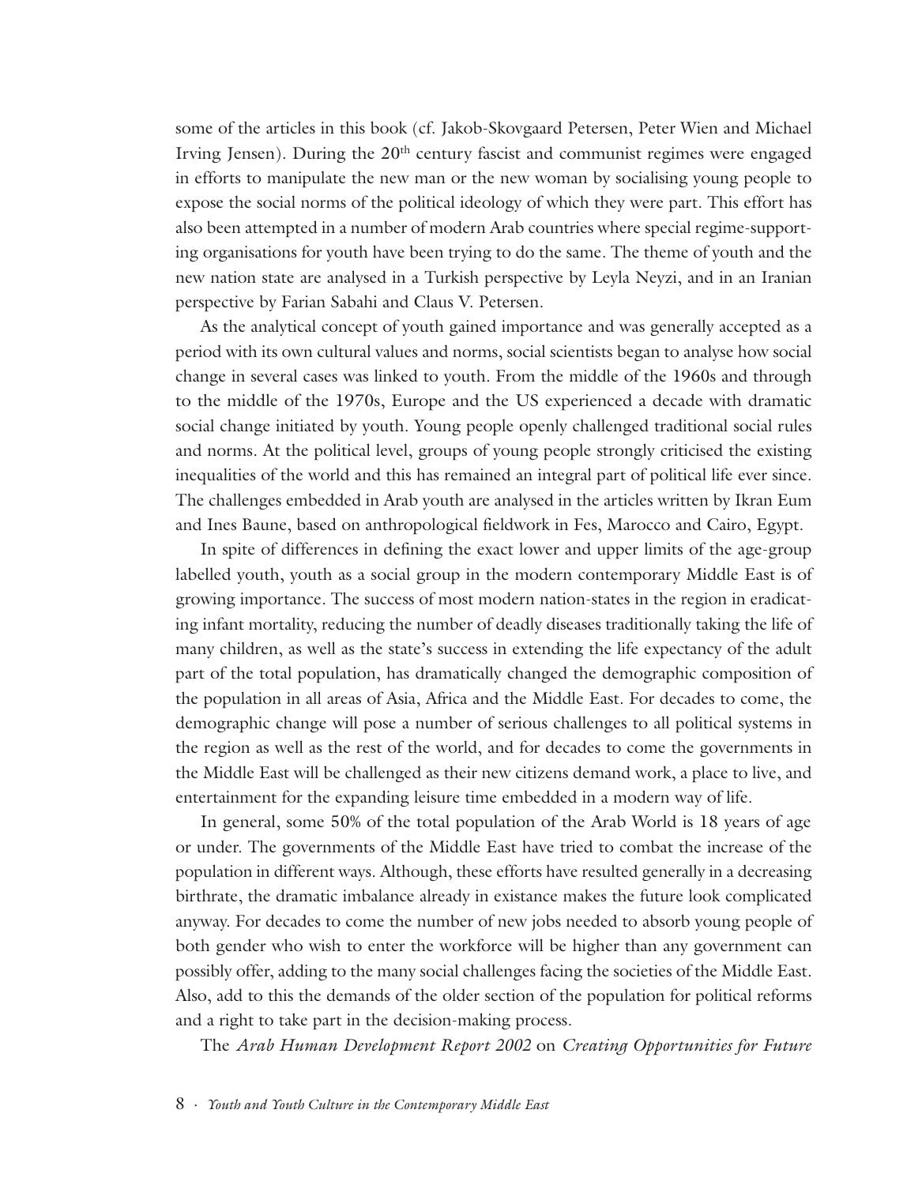some of the articles in this book (cf. Jakob-Skovgaard Petersen, Peter Wien and Michael Irving Jensen). During the 20th century fascist and communist regimes were engaged in efforts to manipulate the new man or the new woman by socialising young people to expose the social norms of the political ideology of which they were part. This effort has also been attempted in a number of modern Arab countries where special regime-supporting organisations for youth have been trying to do the same. The theme of youth and the new nation state are analysed in a Turkish perspective by Leyla Neyzi, and in an Iranian perspective by Farian Sabahi and Claus V. Petersen.

As the analytical concept of youth gained importance and was generally accepted as a period with its own cultural values and norms, social scientists began to analyse how social change in several cases was linked to youth. From the middle of the 1960s and through to the middle of the 1970s, Europe and the US experienced a decade with dramatic social change initiated by youth. Young people openly challenged traditional social rules and norms. At the political level, groups of young people strongly criticised the existing inequalities of the world and this has remained an integral part of political life ever since. The challenges embedded in Arab youth are analysed in the articles written by Ikran Eum and Ines Baune, based on anthropological fieldwork in Fes, Marocco and Cairo, Egypt.

In spite of differences in defining the exact lower and upper limits of the age-group labelled youth, youth as a social group in the modern contemporary Middle East is of growing importance. The success of most modern nation-states in the region in eradicating infant mortality, reducing the number of deadly diseases traditionally taking the life of many children, as well as the state's success in extending the life expectancy of the adult part of the total population, has dramatically changed the demographic composition of the population in all areas of Asia, Africa and the Middle East. For decades to come, the demographic change will pose a number of serious challenges to all political systems in the region as well as the rest of the world, and for decades to come the governments in the Middle East will be challenged as their new citizens demand work, a place to live, and entertainment for the expanding leisure time embedded in a modern way of life.

In general, some 50% of the total population of the Arab World is 18 years of age or under. The governments of the Middle East have tried to combat the increase of the population in different ways. Although, these efforts have resulted generally in a decreasing birthrate, the dramatic imbalance already in existance makes the future look complicated anyway. For decades to come the number of new jobs needed to absorb young people of both gender who wish to enter the workforce will be higher than any government can possibly offer, adding to the many social challenges facing the societies of the Middle East. Also, add to this the demands of the older section of the population for political reforms and a right to take part in the decision-making process.

The *Arab Human Development Report 2002* on *Creating Opportunities for Future*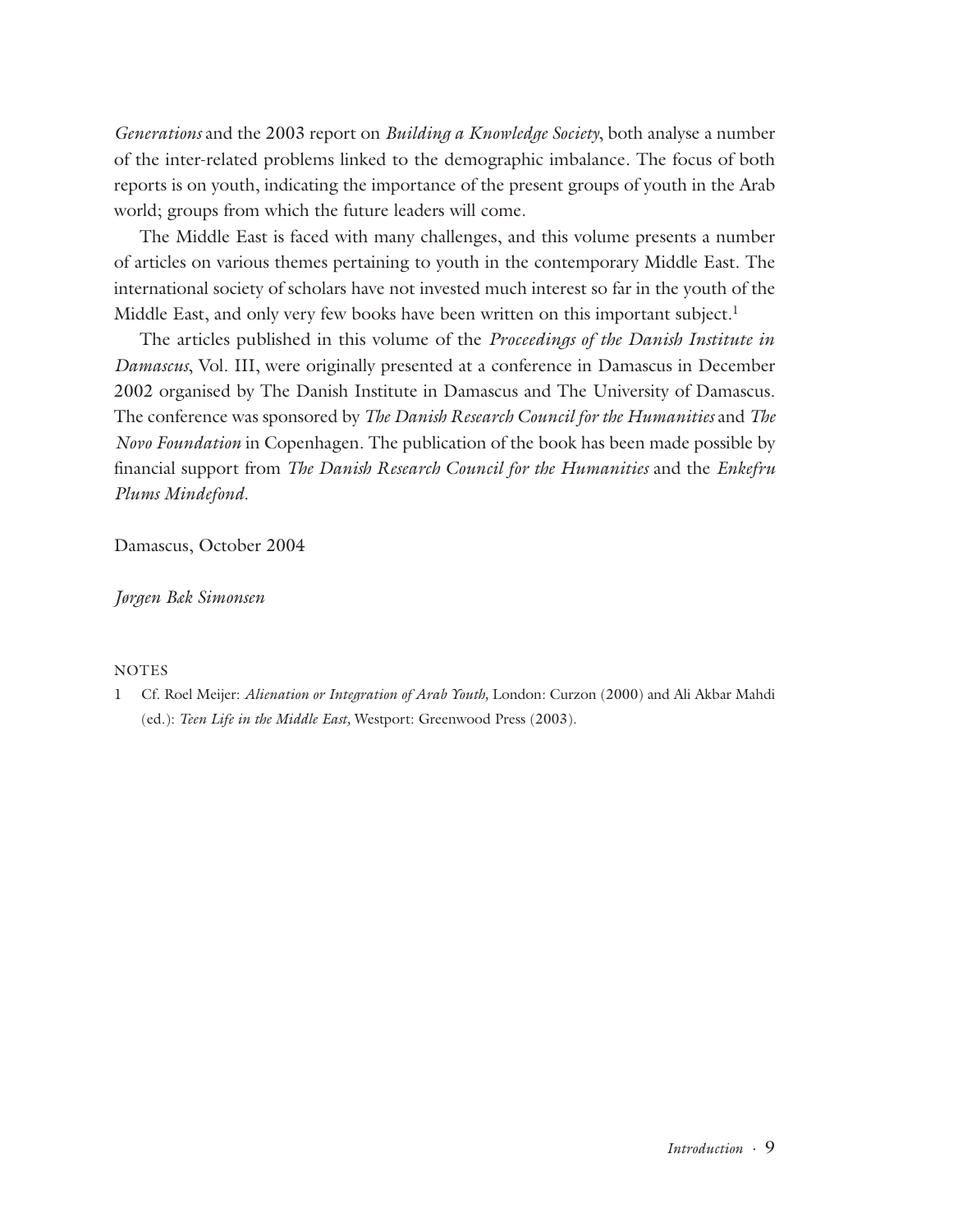*Generations* and the 2003 report on *Building a Knowledge Society*, both analyse a number of the inter-related problems linked to the demographic imbalance. The focus of both reports is on youth, indicating the importance of the present groups of youth in the Arab world; groups from which the future leaders will come.

The Middle East is faced with many challenges, and this volume presents a number of articles on various themes pertaining to youth in the contemporary Middle East. The international society of scholars have not invested much interest so far in the youth of the Middle East, and only very few books have been written on this important subject.[1]

The articles published in this volume of the *Proceedings of the Danish Institute in Damascus*, Vol. III, were originally presented at a conference in Damascus in December 2002 organised by The Danish Institute in Damascus and The University of Damascus. The conference was sponsored by *The Danish Research Council for the Humanities* and *The Novo Foundation* in Copenhagen. The publication of the book has been made possible by financial support from *The Danish Research Council for the Humanities* and the *Enkefru Plums Mindefond*.

Damascus, October 2004

*Jørgen Bæk Simonsen*

NOTES

1 Cf. Roel Meijer: *Alienation or Integration of Arab Youth,* London: Curzon (2000) and Ali Akbar Mahdi (ed.): *Teen Life in the Middle East,* Westport: Greenwood Press (2003).